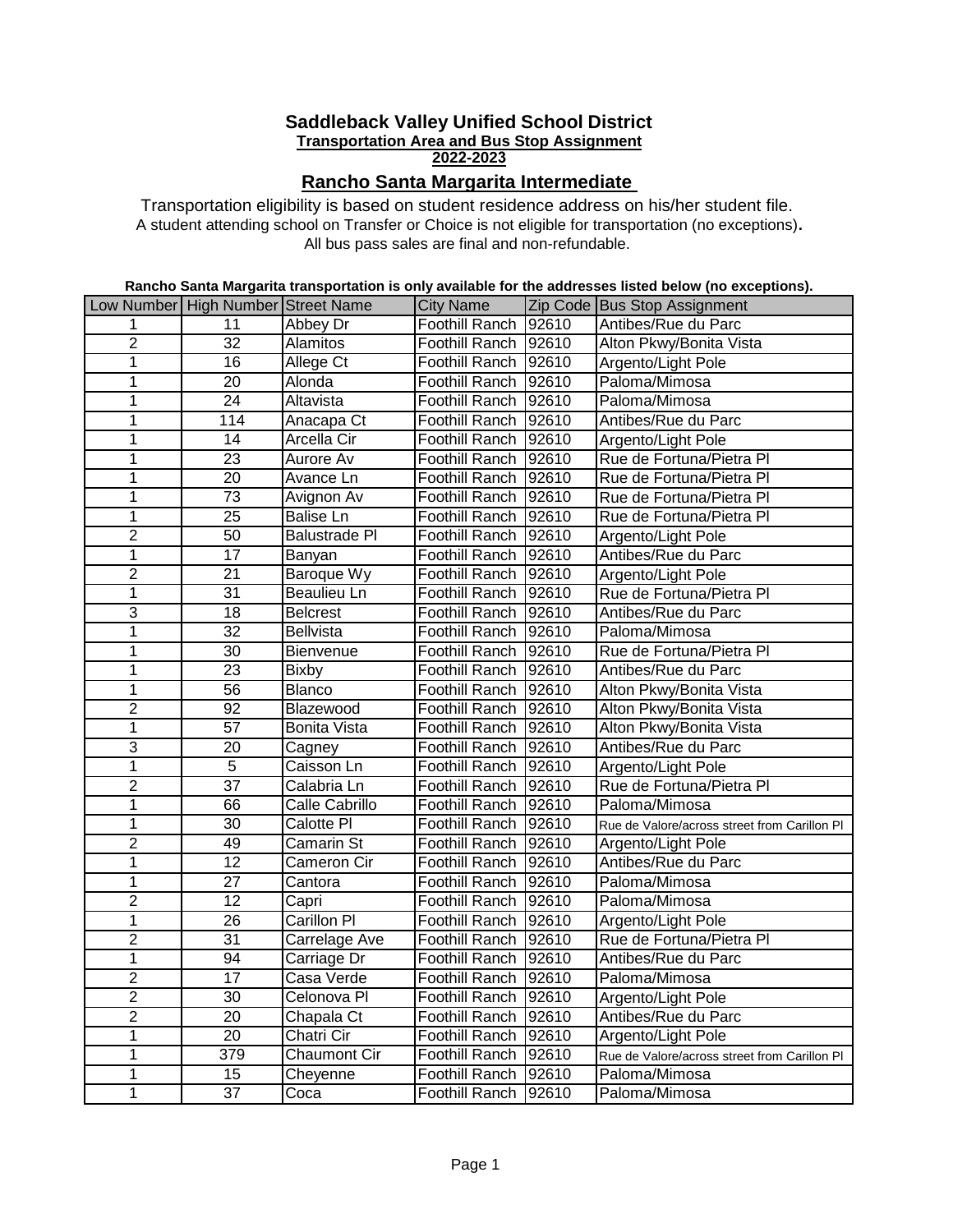# Saddleback Valley Unified School District

**Transportation Area and Bus Stop Assignment**

**2022-2023**

## Rancho Santa Margarita Intermediate

Transportation eligibility is based on student residence address on his/her student file.

A student attending school on Transfer or Choice is not eligible for transportation (no exceptions).

All bus pass sales are final and non-refundable.

**Rancho Santa Margarita transportation is only available for the addresses listed below (no exceptions).**

| Low Number | High Number | Street Name | City Name | Zip Code | Bus Stop Assignment |
|---|---|---|---|---|---|
| 1 | 11 | Abbey Dr | Foothill Ranch | 92610 | Antibes/Rue du Parc |
| 2 | 32 | Alamitos | Foothill Ranch | 92610 | Alton Pkwy/Bonita Vista |
| 1 | 16 | Allege Ct | Foothill Ranch | 92610 | Argento/Light Pole |
| 1 | 20 | Alonda | Foothill Ranch | 92610 | Paloma/Mimosa |
| 1 | 24 | Altavista | Foothill Ranch | 92610 | Paloma/Mimosa |
| 1 | 114 | Anacapa Ct | Foothill Ranch | 92610 | Antibes/Rue du Parc |
| 1 | 14 | Arcella Cir | Foothill Ranch | 92610 | Argento/Light Pole |
| 1 | 23 | Aurore Av | Foothill Ranch | 92610 | Rue de Fortuna/Pietra Pl |
| 1 | 20 | Avance Ln | Foothill Ranch | 92610 | Rue de Fortuna/Pietra Pl |
| 1 | 73 | Avignon Av | Foothill Ranch | 92610 | Rue de Fortuna/Pietra Pl |
| 1 | 25 | Balise Ln | Foothill Ranch | 92610 | Rue de Fortuna/Pietra Pl |
| 2 | 50 | Balustrade Pl | Foothill Ranch | 92610 | Argento/Light Pole |
| 1 | 17 | Banyan | Foothill Ranch | 92610 | Antibes/Rue du Parc |
| 2 | 21 | Baroque Wy | Foothill Ranch | 92610 | Argento/Light Pole |
| 1 | 31 | Beaulieu Ln | Foothill Ranch | 92610 | Rue de Fortuna/Pietra Pl |
| 3 | 18 | Belcrest | Foothill Ranch | 92610 | Antibes/Rue du Parc |
| 1 | 32 | Bellvista | Foothill Ranch | 92610 | Paloma/Mimosa |
| 1 | 30 | Bienvenue | Foothill Ranch | 92610 | Rue de Fortuna/Pietra Pl |
| 1 | 23 | Bixby | Foothill Ranch | 92610 | Antibes/Rue du Parc |
| 1 | 56 | Blanco | Foothill Ranch | 92610 | Alton Pkwy/Bonita Vista |
| 2 | 92 | Blazewood | Foothill Ranch | 92610 | Alton Pkwy/Bonita Vista |
| 1 | 57 | Bonita Vista | Foothill Ranch | 92610 | Alton Pkwy/Bonita Vista |
| 3 | 20 | Cagney | Foothill Ranch | 92610 | Antibes/Rue du Parc |
| 1 | 5 | Caisson Ln | Foothill Ranch | 92610 | Argento/Light Pole |
| 2 | 37 | Calabria Ln | Foothill Ranch | 92610 | Rue de Fortuna/Pietra Pl |
| 1 | 66 | Calle Cabrillo | Foothill Ranch | 92610 | Paloma/Mimosa |
| 1 | 30 | Calotte Pl | Foothill Ranch | 92610 | Rue de Valore/across street from Carillon Pl |
| 2 | 49 | Camarin St | Foothill Ranch | 92610 | Argento/Light Pole |
| 1 | 12 | Cameron Cir | Foothill Ranch | 92610 | Antibes/Rue du Parc |
| 1 | 27 | Cantora | Foothill Ranch | 92610 | Paloma/Mimosa |
| 2 | 12 | Capri | Foothill Ranch | 92610 | Paloma/Mimosa |
| 1 | 26 | Carillon Pl | Foothill Ranch | 92610 | Argento/Light Pole |
| 2 | 31 | Carrelage Ave | Foothill Ranch | 92610 | Rue de Fortuna/Pietra Pl |
| 1 | 94 | Carriage Dr | Foothill Ranch | 92610 | Antibes/Rue du Parc |
| 2 | 17 | Casa Verde | Foothill Ranch | 92610 | Paloma/Mimosa |
| 2 | 30 | Celonova Pl | Foothill Ranch | 92610 | Argento/Light Pole |
| 2 | 20 | Chapala Ct | Foothill Ranch | 92610 | Antibes/Rue du Parc |
| 1 | 20 | Chatri Cir | Foothill Ranch | 92610 | Argento/Light Pole |
| 1 | 379 | Chaumont Cir | Foothill Ranch | 92610 | Rue de Valore/across street from Carillon Pl |
| 1 | 15 | Cheyenne | Foothill Ranch | 92610 | Paloma/Mimosa |
| 1 | 37 | Coca | Foothill Ranch | 92610 | Paloma/Mimosa |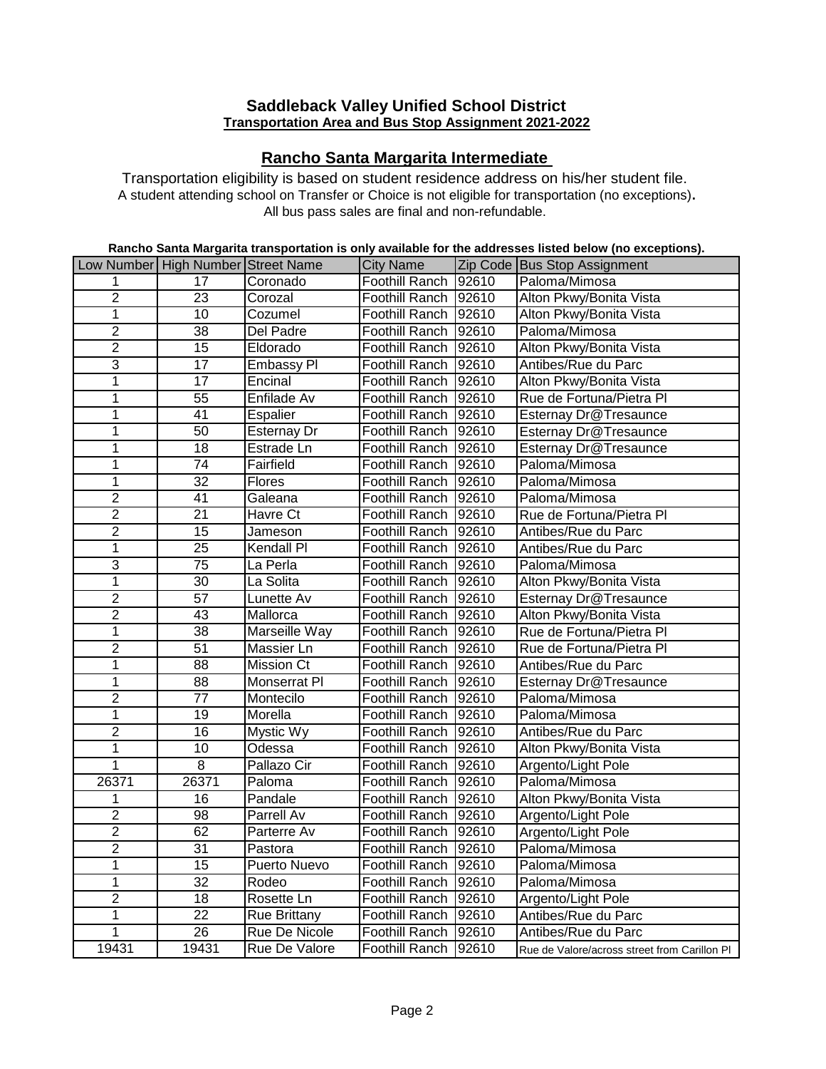## Saddleback Valley Unified School District

**Transportation Area and Bus Stop Assignment 2021-2022**

## Rancho Santa Margarita Intermediate

Transportation eligibility is based on student residence address on his/her student file.
A student attending school on Transfer or Choice is not eligible for transportation (no exceptions).
All bus pass sales are final and non-refundable.

**Rancho Santa Margarita transportation is only available for the addresses listed below (no exceptions).**

| Low Number | High Number | Street Name | City Name | Zip Code | Bus Stop Assignment |
|---|---|---|---|---|---|
| 1 | 17 | Coronado | Foothill Ranch | 92610 | Paloma/Mimosa |
| 2 | 23 | Corozal | Foothill Ranch | 92610 | Alton Pkwy/Bonita Vista |
| 1 | 10 | Cozumel | Foothill Ranch | 92610 | Alton Pkwy/Bonita Vista |
| 2 | 38 | Del Padre | Foothill Ranch | 92610 | Paloma/Mimosa |
| 2 | 15 | Eldorado | Foothill Ranch | 92610 | Alton Pkwy/Bonita Vista |
| 3 | 17 | Embassy Pl | Foothill Ranch | 92610 | Antibes/Rue du Parc |
| 1 | 17 | Encinal | Foothill Ranch | 92610 | Alton Pkwy/Bonita Vista |
| 1 | 55 | Enfilade Av | Foothill Ranch | 92610 | Rue de Fortuna/Pietra Pl |
| 1 | 41 | Espalier | Foothill Ranch | 92610 | Esternay Dr@Tresaunce |
| 1 | 50 | Esternay Dr | Foothill Ranch | 92610 | Esternay Dr@Tresaunce |
| 1 | 18 | Estrade Ln | Foothill Ranch | 92610 | Esternay Dr@Tresaunce |
| 1 | 74 | Fairfield | Foothill Ranch | 92610 | Paloma/Mimosa |
| 1 | 32 | Flores | Foothill Ranch | 92610 | Paloma/Mimosa |
| 2 | 41 | Galeana | Foothill Ranch | 92610 | Paloma/Mimosa |
| 2 | 21 | Havre Ct | Foothill Ranch | 92610 | Rue de Fortuna/Pietra Pl |
| 2 | 15 | Jameson | Foothill Ranch | 92610 | Antibes/Rue du Parc |
| 1 | 25 | Kendall Pl | Foothill Ranch | 92610 | Antibes/Rue du Parc |
| 3 | 75 | La Perla | Foothill Ranch | 92610 | Paloma/Mimosa |
| 1 | 30 | La Solita | Foothill Ranch | 92610 | Alton Pkwy/Bonita Vista |
| 2 | 57 | Lunette Av | Foothill Ranch | 92610 | Esternay Dr@Tresaunce |
| 2 | 43 | Mallorca | Foothill Ranch | 92610 | Alton Pkwy/Bonita Vista |
| 1 | 38 | Marseille Way | Foothill Ranch | 92610 | Rue de Fortuna/Pietra Pl |
| 2 | 51 | Massier Ln | Foothill Ranch | 92610 | Rue de Fortuna/Pietra Pl |
| 1 | 88 | Mission Ct | Foothill Ranch | 92610 | Antibes/Rue du Parc |
| 1 | 88 | Monserrat Pl | Foothill Ranch | 92610 | Esternay Dr@Tresaunce |
| 2 | 77 | Montecilo | Foothill Ranch | 92610 | Paloma/Mimosa |
| 1 | 19 | Morella | Foothill Ranch | 92610 | Paloma/Mimosa |
| 2 | 16 | Mystic Wy | Foothill Ranch | 92610 | Antibes/Rue du Parc |
| 1 | 10 | Odessa | Foothill Ranch | 92610 | Alton Pkwy/Bonita Vista |
| 1 | 8 | Pallazo Cir | Foothill Ranch | 92610 | Argento/Light Pole |
| 26371 | 26371 | Paloma | Foothill Ranch | 92610 | Paloma/Mimosa |
| 1 | 16 | Pandale | Foothill Ranch | 92610 | Alton Pkwy/Bonita Vista |
| 2 | 98 | Parrell Av | Foothill Ranch | 92610 | Argento/Light Pole |
| 2 | 62 | Parterre Av | Foothill Ranch | 92610 | Argento/Light Pole |
| 2 | 31 | Pastora | Foothill Ranch | 92610 | Paloma/Mimosa |
| 1 | 15 | Puerto Nuevo | Foothill Ranch | 92610 | Paloma/Mimosa |
| 1 | 32 | Rodeo | Foothill Ranch | 92610 | Paloma/Mimosa |
| 2 | 18 | Rosette Ln | Foothill Ranch | 92610 | Argento/Light Pole |
| 1 | 22 | Rue Brittany | Foothill Ranch | 92610 | Antibes/Rue du Parc |
| 1 | 26 | Rue De Nicole | Foothill Ranch | 92610 | Antibes/Rue du Parc |
| 19431 | 19431 | Rue De Valore | Foothill Ranch | 92610 | Rue de Valore/across street from Carillon Pl |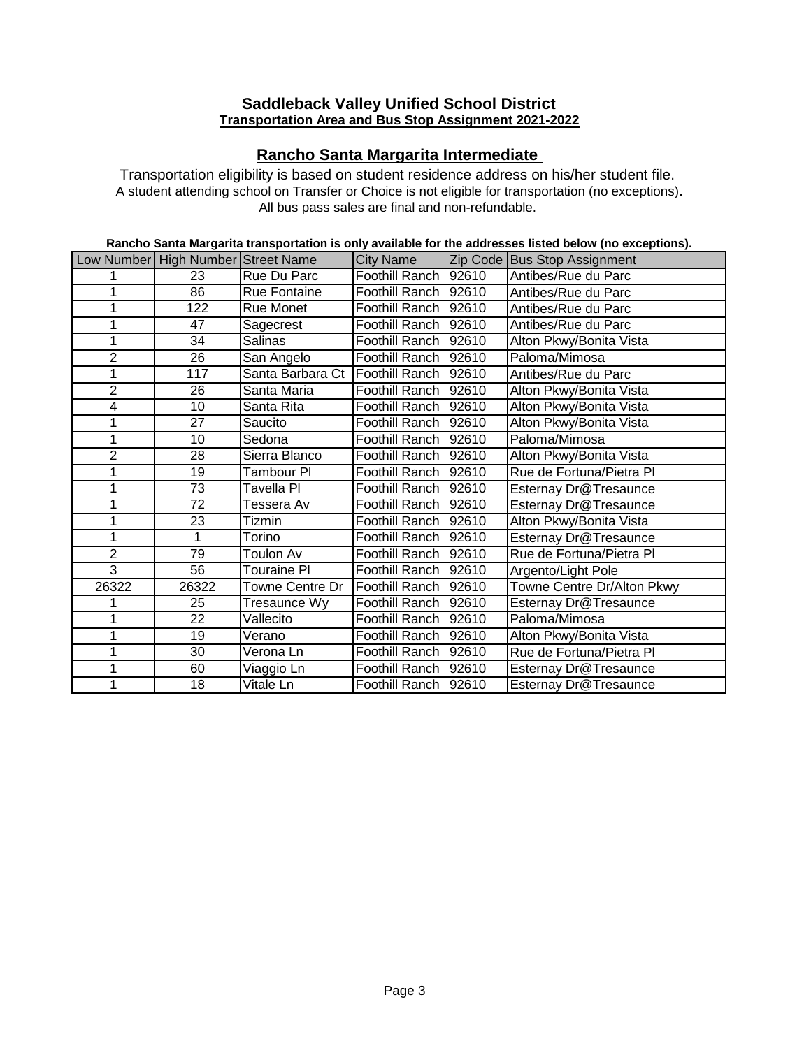# Saddleback Valley Unified School District

**Transportation Area and Bus Stop Assignment 2021-2022**

## Rancho Santa Margarita Intermediate

Transportation eligibility is based on student residence address on his/her student file.
A student attending school on Transfer or Choice is not eligible for transportation (no exceptions).
All bus pass sales are final and non-refundable.

**Rancho Santa Margarita transportation is only available for the addresses listed below (no exceptions).**

| Low Number | High Number | Street Name | City Name | Zip Code | Bus Stop Assignment |
|---|---|---|---|---|---|
| 1 | 23 | Rue Du Parc | Foothill Ranch | 92610 | Antibes/Rue du Parc |
| 1 | 86 | Rue Fontaine | Foothill Ranch | 92610 | Antibes/Rue du Parc |
| 1 | 122 | Rue Monet | Foothill Ranch | 92610 | Antibes/Rue du Parc |
| 1 | 47 | Sagecrest | Foothill Ranch | 92610 | Antibes/Rue du Parc |
| 1 | 34 | Salinas | Foothill Ranch | 92610 | Alton Pkwy/Bonita Vista |
| 2 | 26 | San Angelo | Foothill Ranch | 92610 | Paloma/Mimosa |
| 1 | 117 | Santa Barbara Ct | Foothill Ranch | 92610 | Antibes/Rue du Parc |
| 2 | 26 | Santa Maria | Foothill Ranch | 92610 | Alton Pkwy/Bonita Vista |
| 4 | 10 | Santa Rita | Foothill Ranch | 92610 | Alton Pkwy/Bonita Vista |
| 1 | 27 | Saucito | Foothill Ranch | 92610 | Alton Pkwy/Bonita Vista |
| 1 | 10 | Sedona | Foothill Ranch | 92610 | Paloma/Mimosa |
| 2 | 28 | Sierra Blanco | Foothill Ranch | 92610 | Alton Pkwy/Bonita Vista |
| 1 | 19 | Tambour Pl | Foothill Ranch | 92610 | Rue de Fortuna/Pietra Pl |
| 1 | 73 | Tavella Pl | Foothill Ranch | 92610 | Esternay Dr@Tresaunce |
| 1 | 72 | Tessera Av | Foothill Ranch | 92610 | Esternay Dr@Tresaunce |
| 1 | 23 | Tizmin | Foothill Ranch | 92610 | Alton Pkwy/Bonita Vista |
| 1 | 1 | Torino | Foothill Ranch | 92610 | Esternay Dr@Tresaunce |
| 2 | 79 | Toulon Av | Foothill Ranch | 92610 | Rue de Fortuna/Pietra Pl |
| 3 | 56 | Touraine Pl | Foothill Ranch | 92610 | Argento/Light Pole |
| 26322 | 26322 | Towne Centre Dr | Foothill Ranch | 92610 | Towne Centre Dr/Alton Pkwy |
| 1 | 25 | Tresaunce Wy | Foothill Ranch | 92610 | Esternay Dr@Tresaunce |
| 1 | 22 | Vallecito | Foothill Ranch | 92610 | Paloma/Mimosa |
| 1 | 19 | Verano | Foothill Ranch | 92610 | Alton Pkwy/Bonita Vista |
| 1 | 30 | Verona Ln | Foothill Ranch | 92610 | Rue de Fortuna/Pietra Pl |
| 1 | 60 | Viaggio Ln | Foothill Ranch | 92610 | Esternay Dr@Tresaunce |
| 1 | 18 | Vitale Ln | Foothill Ranch | 92610 | Esternay Dr@Tresaunce |